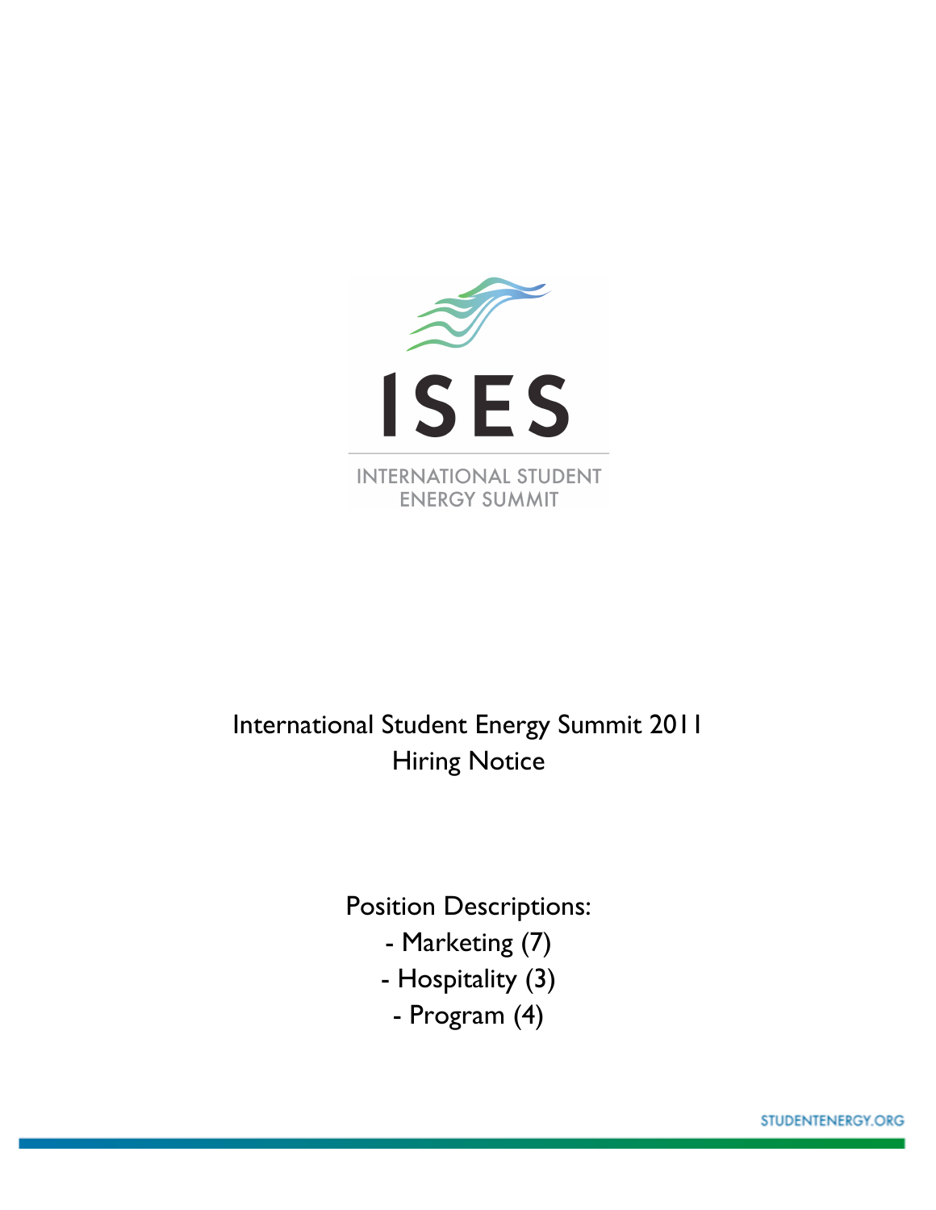ISES

INTERNATIONAL STUDENT ENERGY SUMMIT

# International Student Energy Summit 2011
# Hiring Notice

Position Descriptions:

- Marketing (7)
- Hospitality (3)
- Program (4)

STUDENTENERGY.ORG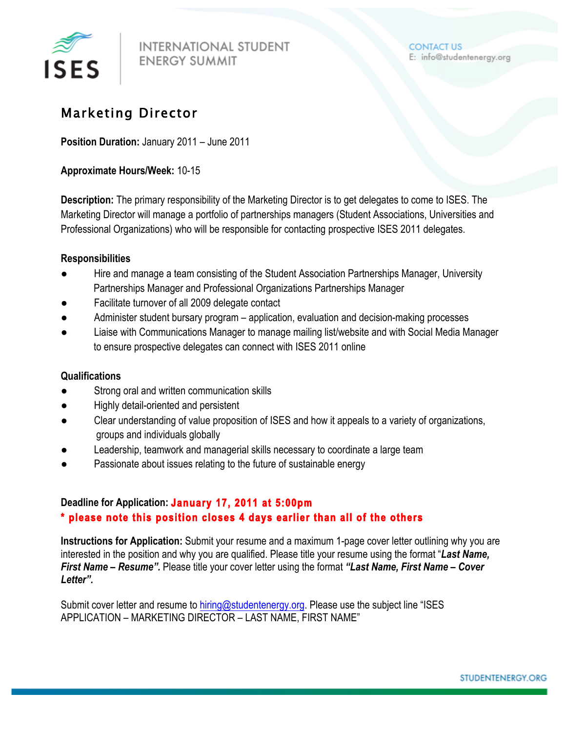# Marketing Director

**Position Duration:** January 2011 – June 2011

**Approximate Hours/Week:** 10-15

**Description:** The primary responsibility of the Marketing Director is to get delegates to come to ISES. The Marketing Director will manage a portfolio of partnerships managers (Student Associations, Universities and Professional Organizations) who will be responsible for contacting prospective ISES 2011 delegates.

**Responsibilities**

- Hire and manage a team consisting of the Student Association Partnerships Manager, University Partnerships Manager and Professional Organizations Partnerships Manager
- Facilitate turnover of all 2009 delegate contact
- Administer student bursary program – application, evaluation and decision-making processes
- Liaise with Communications Manager to manage mailing list/website and with Social Media Manager to ensure prospective delegates can connect with ISES 2011 online

**Qualifications**

- Strong oral and written communication skills
- Highly detail-oriented and persistent
- Clear understanding of value proposition of ISES and how it appeals to a variety of organizations, groups and individuals globally
- Leadership, teamwork and managerial skills necessary to coordinate a large team
- Passionate about issues relating to the future of sustainable energy

**Deadline for Application:** **January 17, 2011 at 5:00pm**
**\* please note this position closes 4 days earlier than all of the others**

**Instructions for Application:** Submit your resume and a maximum 1-page cover letter outlining why you are interested in the position and why you are qualified. Please title your resume using the format "***Last Name, First Name – Resume***"***.*** Please title your cover letter using the format ***"Last Name, First Name – Cover Letter".***

Submit cover letter and resume to hiring@studentenergy.org. Please use the subject line "ISES APPLICATION – MARKETING DIRECTOR – LAST NAME, FIRST NAME"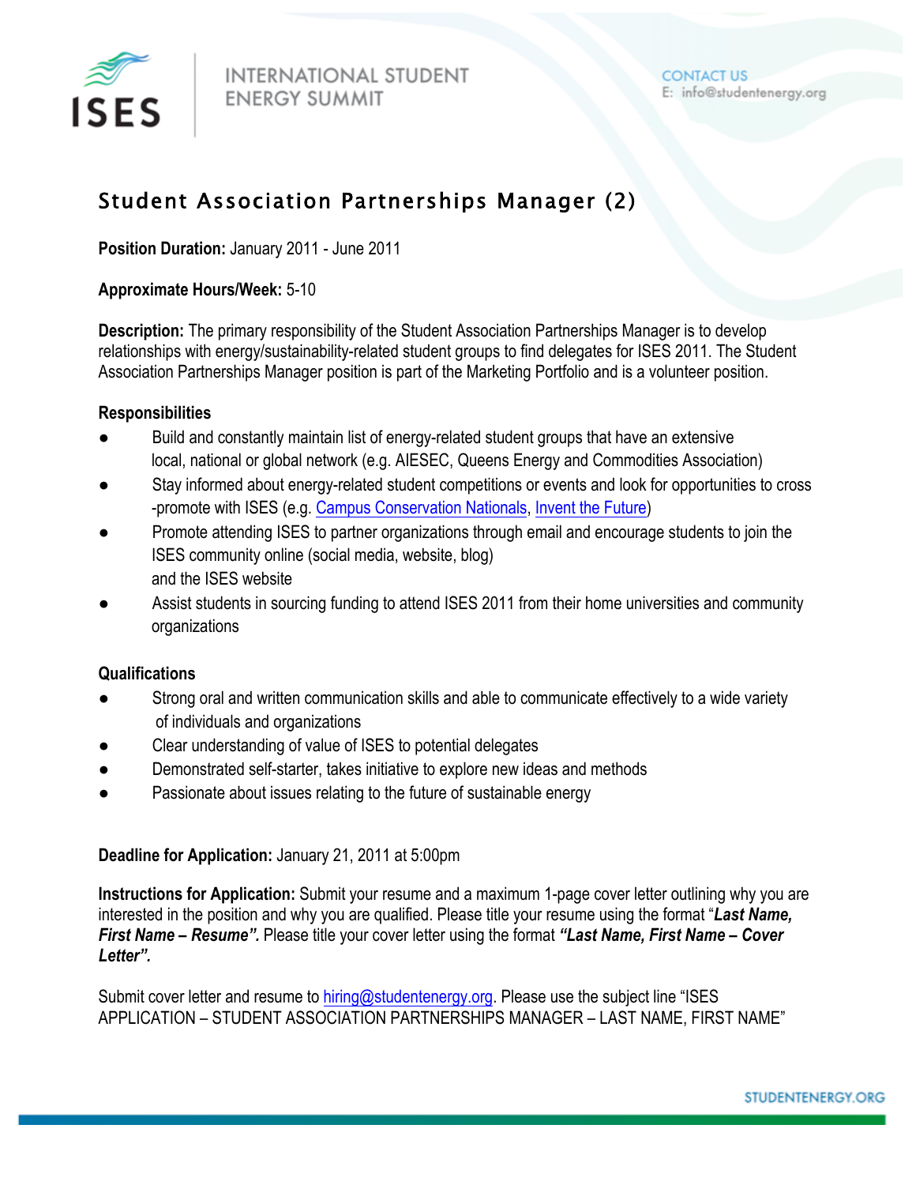# Student Association Partnerships Manager (2)

**Position Duration:** January 2011 - June 2011

**Approximate Hours/Week:** 5-10

**Description:** The primary responsibility of the Student Association Partnerships Manager is to develop relationships with energy/sustainability-related student groups to find delegates for ISES 2011. The Student Association Partnerships Manager position is part of the Marketing Portfolio and is a volunteer position.

**Responsibilities**

- Build and constantly maintain list of energy-related student groups that have an extensive local, national or global network (e.g. AIESEC, Queens Energy and Commodities Association)
- Stay informed about energy-related student competitions or events and look for opportunities to cross -promote with ISES (e.g. Campus Conservation Nationals, Invent the Future)
- Promote attending ISES to partner organizations through email and encourage students to join the ISES community online (social media, website, blog) and the ISES website
- Assist students in sourcing funding to attend ISES 2011 from their home universities and community organizations

**Qualifications**

- Strong oral and written communication skills and able to communicate effectively to a wide variety of individuals and organizations
- Clear understanding of value of ISES to potential delegates
- Demonstrated self-starter, takes initiative to explore new ideas and methods
- Passionate about issues relating to the future of sustainable energy

**Deadline for Application:** January 21, 2011 at 5:00pm

**Instructions for Application:** Submit your resume and a maximum 1-page cover letter outlining why you are interested in the position and why you are qualified. Please title your resume using the format "***Last Name, First Name – Resume".*** Please title your cover letter using the format ***"Last Name, First Name – Cover Letter".***

Submit cover letter and resume to hiring@studentenergy.org. Please use the subject line "ISES APPLICATION – STUDENT ASSOCIATION PARTNERSHIPS MANAGER – LAST NAME, FIRST NAME"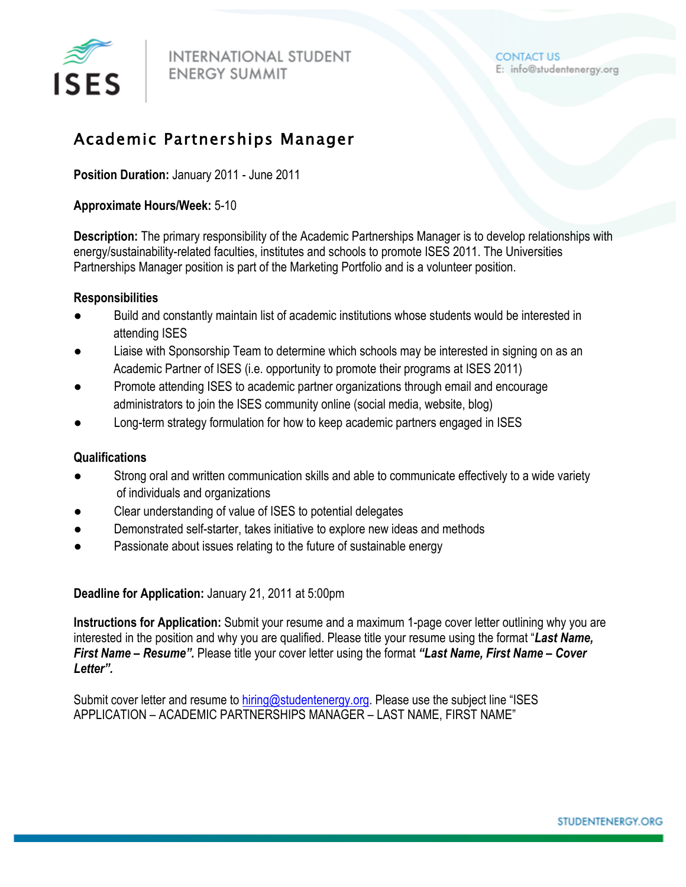# Academic Partnerships Manager

**Position Duration:** January 2011 - June 2011

**Approximate Hours/Week:** 5-10

**Description:** The primary responsibility of the Academic Partnerships Manager is to develop relationships with energy/sustainability-related faculties, institutes and schools to promote ISES 2011. The Universities Partnerships Manager position is part of the Marketing Portfolio and is a volunteer position.

**Responsibilities**

- Build and constantly maintain list of academic institutions whose students would be interested in attending ISES
- Liaise with Sponsorship Team to determine which schools may be interested in signing on as an Academic Partner of ISES (i.e. opportunity to promote their programs at ISES 2011)
- Promote attending ISES to academic partner organizations through email and encourage administrators to join the ISES community online (social media, website, blog)
- Long-term strategy formulation for how to keep academic partners engaged in ISES

**Qualifications**

- Strong oral and written communication skills and able to communicate effectively to a wide variety of individuals and organizations
- Clear understanding of value of ISES to potential delegates
- Demonstrated self-starter, takes initiative to explore new ideas and methods
- Passionate about issues relating to the future of sustainable energy

**Deadline for Application:** January 21, 2011 at 5:00pm

**Instructions for Application:** Submit your resume and a maximum 1-page cover letter outlining why you are interested in the position and why you are qualified. Please title your resume using the format "***Last Name, First Name – Resume".*** Please title your cover letter using the format ***"Last Name, First Name – Cover Letter".***

Submit cover letter and resume to hiring@studentenergy.org. Please use the subject line "ISES APPLICATION – ACADEMIC PARTNERSHIPS MANAGER – LAST NAME, FIRST NAME"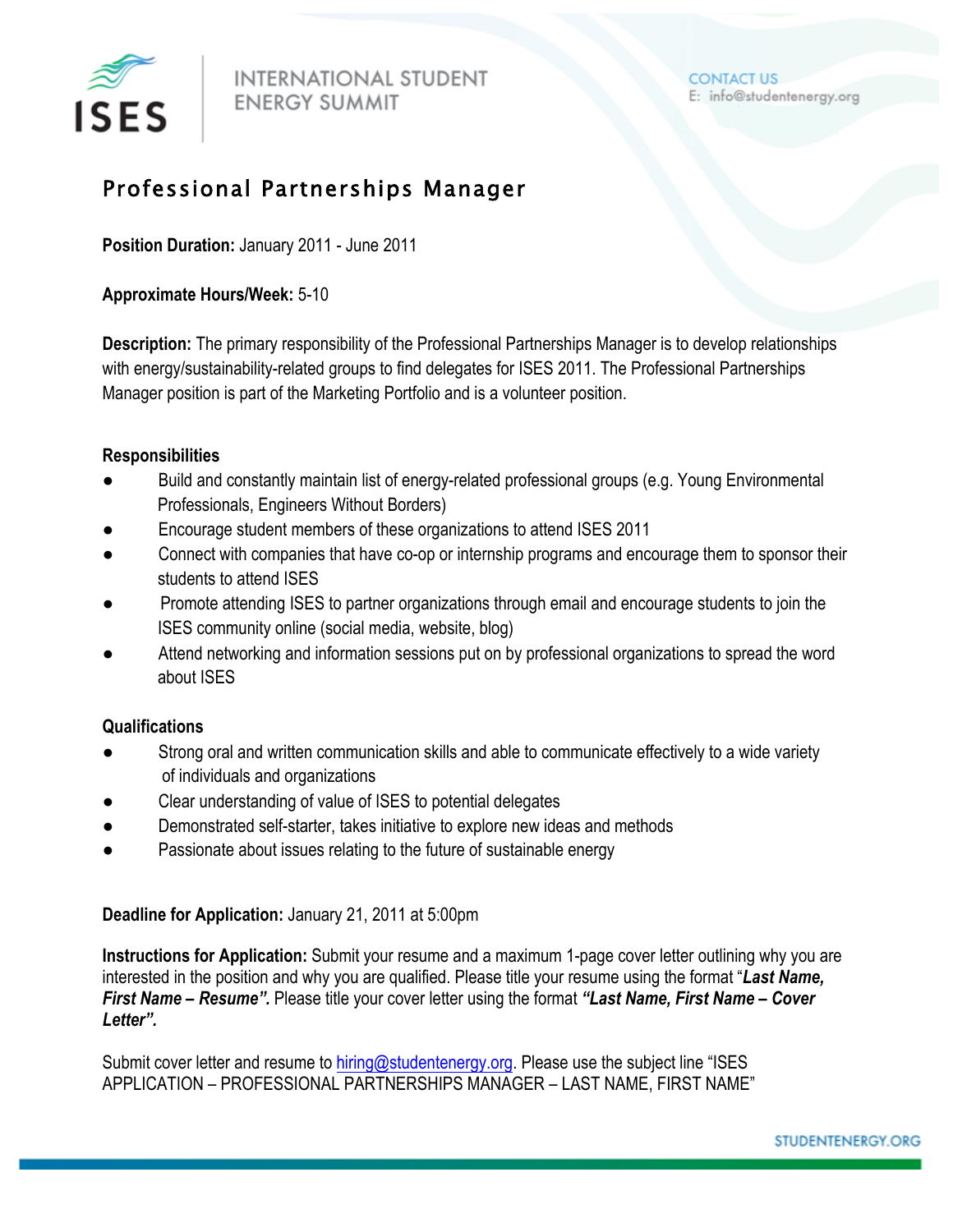ISES

INTERNATIONAL STUDENT ENERGY SUMMIT

CONTACT US
E: info@studentenergy.org

# Professional Partnerships Manager

**Position Duration:** January 2011 - June 2011

**Approximate Hours/Week:** 5-10

**Description:** The primary responsibility of the Professional Partnerships Manager is to develop relationships with energy/sustainability-related groups to find delegates for ISES 2011. The Professional Partnerships Manager position is part of the Marketing Portfolio and is a volunteer position.

**Responsibilities**

- Build and constantly maintain list of energy-related professional groups (e.g. Young Environmental Professionals, Engineers Without Borders)
- Encourage student members of these organizations to attend ISES 2011
- Connect with companies that have co-op or internship programs and encourage them to sponsor their students to attend ISES
- Promote attending ISES to partner organizations through email and encourage students to join the ISES community online (social media, website, blog)
- Attend networking and information sessions put on by professional organizations to spread the word about ISES

**Qualifications**

- Strong oral and written communication skills and able to communicate effectively to a wide variety of individuals and organizations
- Clear understanding of value of ISES to potential delegates
- Demonstrated self-starter, takes initiative to explore new ideas and methods
- Passionate about issues relating to the future of sustainable energy

**Deadline for Application:** January 21, 2011 at 5:00pm

**Instructions for Application:** Submit your resume and a maximum 1-page cover letter outlining why you are interested in the position and why you are qualified. Please title your resume using the format "***Last Name, First Name – Resume".*** Please title your cover letter using the format ***"Last Name, First Name – Cover Letter".***

Submit cover letter and resume to hiring@studentenergy.org. Please use the subject line "ISES APPLICATION – PROFESSIONAL PARTNERSHIPS MANAGER – LAST NAME, FIRST NAME"

STUDENTENERGY.ORG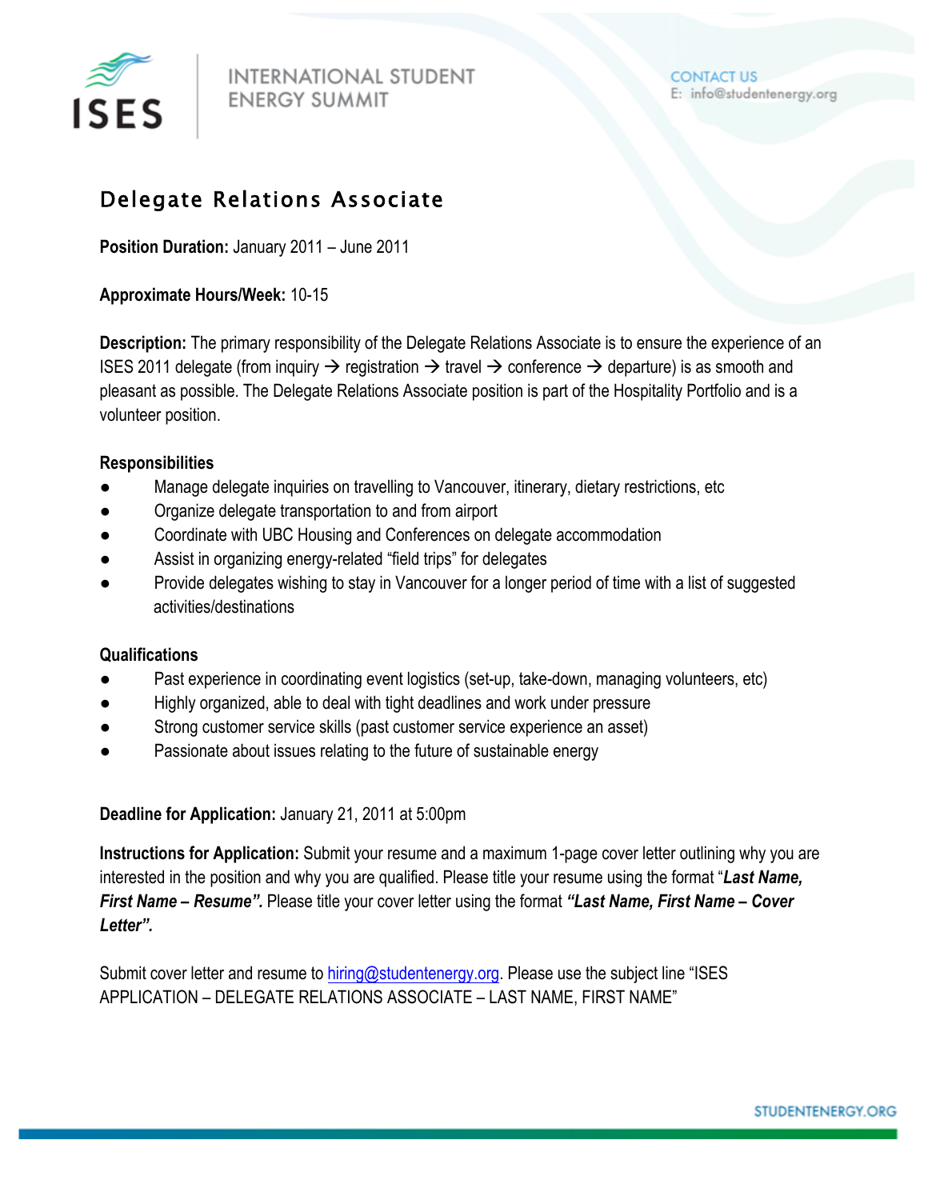# Delegate Relations Associate

**Position Duration:** January 2011 – June 2011

**Approximate Hours/Week:** 10-15

**Description:** The primary responsibility of the Delegate Relations Associate is to ensure the experience of an ISES 2011 delegate (from inquiry → registration → travel → conference → departure) is as smooth and pleasant as possible. The Delegate Relations Associate position is part of the Hospitality Portfolio and is a volunteer position.

**Responsibilities**

- Manage delegate inquiries on travelling to Vancouver, itinerary, dietary restrictions, etc
- Organize delegate transportation to and from airport
- Coordinate with UBC Housing and Conferences on delegate accommodation
- Assist in organizing energy-related "field trips" for delegates
- Provide delegates wishing to stay in Vancouver for a longer period of time with a list of suggested activities/destinations

**Qualifications**

- Past experience in coordinating event logistics (set-up, take-down, managing volunteers, etc)
- Highly organized, able to deal with tight deadlines and work under pressure
- Strong customer service skills (past customer service experience an asset)
- Passionate about issues relating to the future of sustainable energy

**Deadline for Application:** January 21, 2011 at 5:00pm

**Instructions for Application:** Submit your resume and a maximum 1-page cover letter outlining why you are interested in the position and why you are qualified. Please title your resume using the format "***Last Name, First Name – Resume".*** Please title your cover letter using the format ***"Last Name, First Name – Cover Letter".***

Submit cover letter and resume to hiring@studentenergy.org. Please use the subject line "ISES APPLICATION – DELEGATE RELATIONS ASSOCIATE – LAST NAME, FIRST NAME"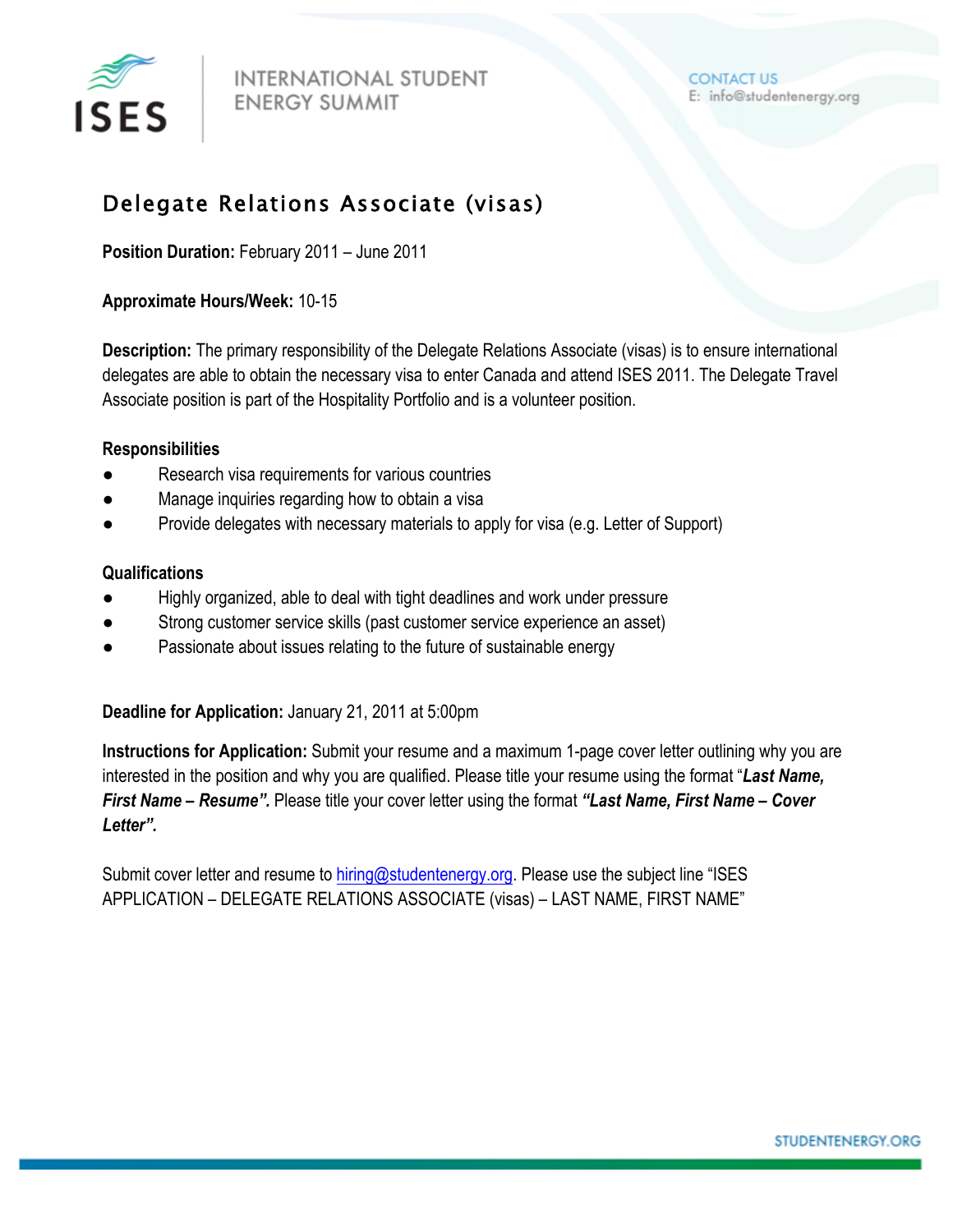INTERNATIONAL STUDENT ENERGY SUMMIT

CONTACT US
E: info@studentenergy.org

# Delegate Relations Associate (visas)

**Position Duration:** February 2011 – June 2011

**Approximate Hours/Week:** 10-15

**Description:** The primary responsibility of the Delegate Relations Associate (visas) is to ensure international delegates are able to obtain the necessary visa to enter Canada and attend ISES 2011. The Delegate Travel Associate position is part of the Hospitality Portfolio and is a volunteer position.

**Responsibilities**

- Research visa requirements for various countries
- Manage inquiries regarding how to obtain a visa
- Provide delegates with necessary materials to apply for visa (e.g. Letter of Support)

**Qualifications**

- Highly organized, able to deal with tight deadlines and work under pressure
- Strong customer service skills (past customer service experience an asset)
- Passionate about issues relating to the future of sustainable energy

**Deadline for Application:** January 21, 2011 at 5:00pm

**Instructions for Application:** Submit your resume and a maximum 1-page cover letter outlining why you are interested in the position and why you are qualified. Please title your resume using the format "***Last Name, First Name – Resume".*** Please title your cover letter using the format ***"Last Name, First Name – Cover Letter".***

Submit cover letter and resume to hiring@studentenergy.org. Please use the subject line "ISES APPLICATION – DELEGATE RELATIONS ASSOCIATE (visas) – LAST NAME, FIRST NAME"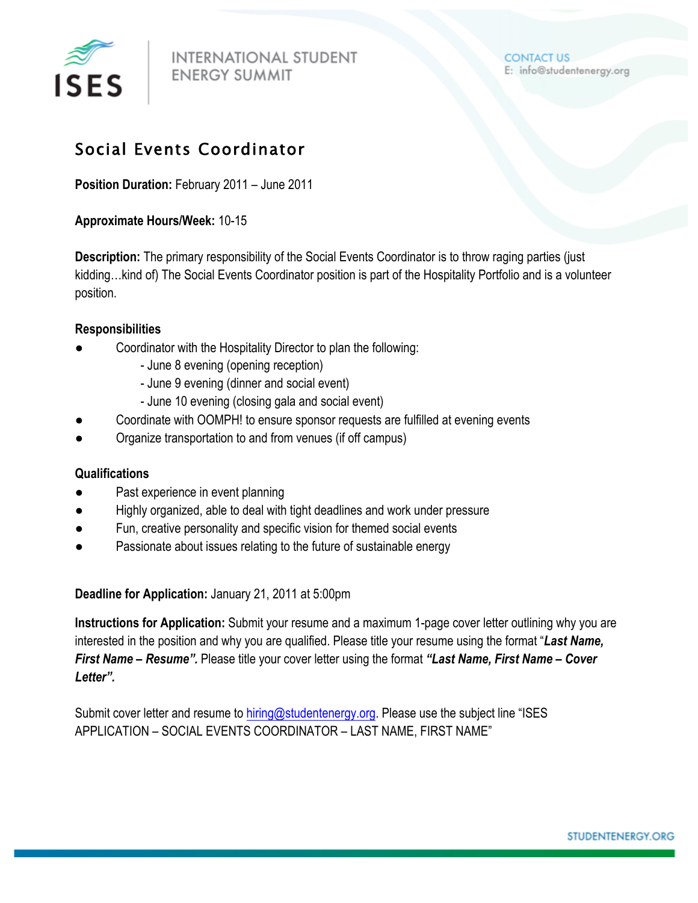INTERNATIONAL STUDENT ENERGY SUMMIT

CONTACT US
E: info@studentenergy.org

# Social Events Coordinator

**Position Duration:** February 2011 – June 2011

**Approximate Hours/Week:** 10-15

**Description:** The primary responsibility of the Social Events Coordinator is to throw raging parties (just kidding…kind of) The Social Events Coordinator position is part of the Hospitality Portfolio and is a volunteer position.

**Responsibilities**

- Coordinator with the Hospitality Director to plan the following:
  - June 8 evening (opening reception)
  - June 9 evening (dinner and social event)
  - June 10 evening (closing gala and social event)
- Coordinate with OOMPH! to ensure sponsor requests are fulfilled at evening events
- Organize transportation to and from venues (if off campus)

**Qualifications**

- Past experience in event planning
- Highly organized, able to deal with tight deadlines and work under pressure
- Fun, creative personality and specific vision for themed social events
- Passionate about issues relating to the future of sustainable energy

**Deadline for Application:** January 21, 2011 at 5:00pm

**Instructions for Application:** Submit your resume and a maximum 1-page cover letter outlining why you are interested in the position and why you are qualified. Please title your resume using the format "***Last Name, First Name – Resume".*** Please title your cover letter using the format ***"Last Name, First Name – Cover Letter".***

Submit cover letter and resume to hiring@studentenergy.org. Please use the subject line "ISES APPLICATION – SOCIAL EVENTS COORDINATOR – LAST NAME, FIRST NAME"

STUDENTENERGY.ORG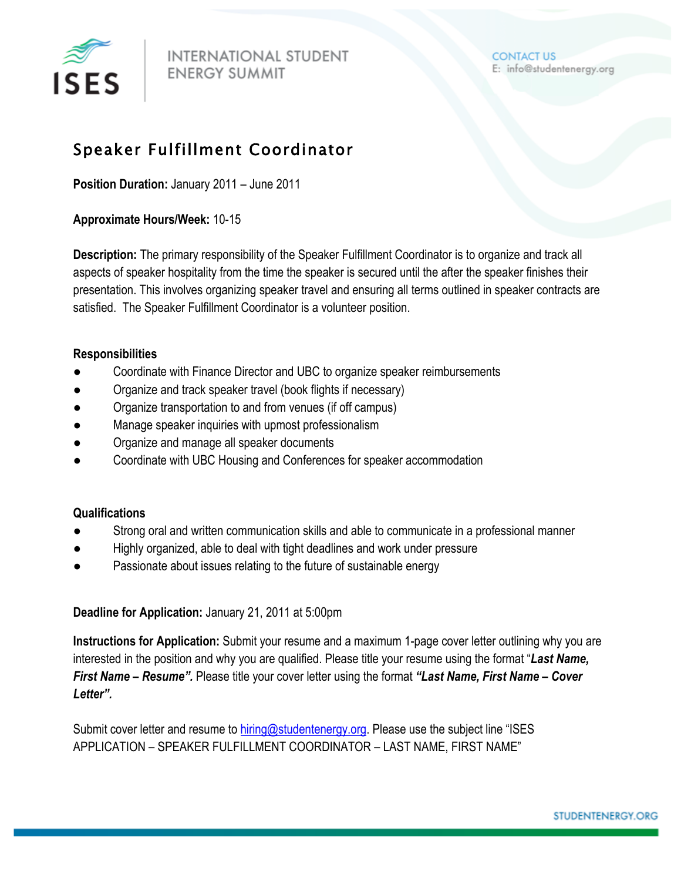ISES | INTERNATIONAL STUDENT ENERGY SUMMIT

CONTACT US
E: info@studentenergy.org

# Speaker Fulfillment Coordinator

**Position Duration:** January 2011 – June 2011

**Approximate Hours/Week:** 10-15

**Description:** The primary responsibility of the Speaker Fulfillment Coordinator is to organize and track all aspects of speaker hospitality from the time the speaker is secured until the after the speaker finishes their presentation. This involves organizing speaker travel and ensuring all terms outlined in speaker contracts are satisfied. The Speaker Fulfillment Coordinator is a volunteer position.

**Responsibilities**

- Coordinate with Finance Director and UBC to organize speaker reimbursements
- Organize and track speaker travel (book flights if necessary)
- Organize transportation to and from venues (if off campus)
- Manage speaker inquiries with upmost professionalism
- Organize and manage all speaker documents
- Coordinate with UBC Housing and Conferences for speaker accommodation

**Qualifications**

- Strong oral and written communication skills and able to communicate in a professional manner
- Highly organized, able to deal with tight deadlines and work under pressure
- Passionate about issues relating to the future of sustainable energy

**Deadline for Application:** January 21, 2011 at 5:00pm

**Instructions for Application:** Submit your resume and a maximum 1-page cover letter outlining why you are interested in the position and why you are qualified. Please title your resume using the format "***Last Name, First Name – Resume".*** Please title your cover letter using the format ***"Last Name, First Name – Cover Letter".***

Submit cover letter and resume to hiring@studentenergy.org. Please use the subject line "ISES APPLICATION – SPEAKER FULFILLMENT COORDINATOR – LAST NAME, FIRST NAME"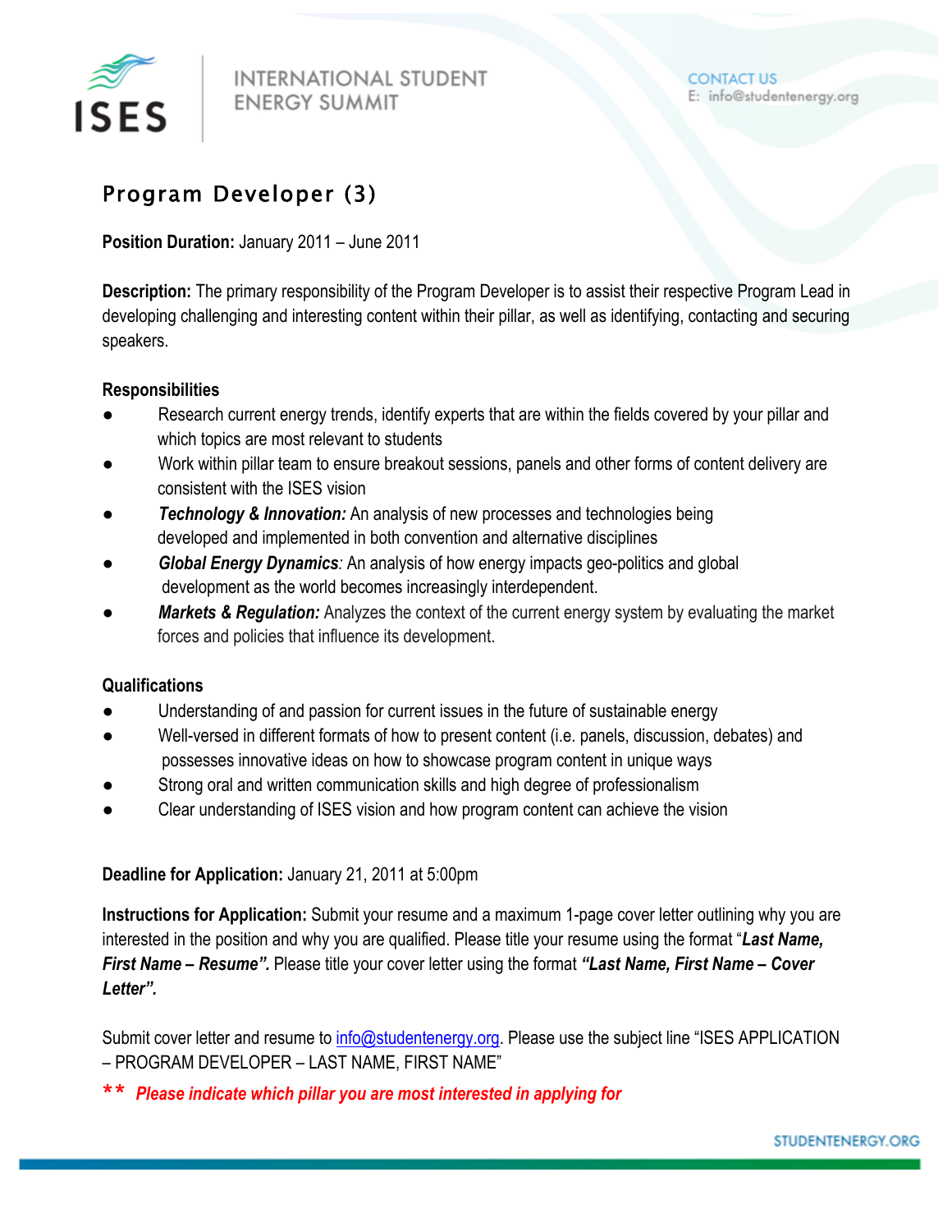ISES | INTERNATIONAL STUDENT ENERGY SUMMIT

CONTACT US
E: info@studentenergy.org

# Program Developer (3)

**Position Duration:** January 2011 – June 2011

**Description:** The primary responsibility of the Program Developer is to assist their respective Program Lead in developing challenging and interesting content within their pillar, as well as identifying, contacting and securing speakers.

**Responsibilities**

- Research current energy trends, identify experts that are within the fields covered by your pillar and which topics are most relevant to students
- Work within pillar team to ensure breakout sessions, panels and other forms of content delivery are consistent with the ISES vision
- ***Technology & Innovation:*** An analysis of new processes and technologies being developed and implemented in both convention and alternative disciplines
- ***Global Energy Dynamics****:* An analysis of how energy impacts geo-politics and global development as the world becomes increasingly interdependent.
- ***Markets & Regulation:*** Analyzes the context of the current energy system by evaluating the market forces and policies that influence its development.

**Qualifications**

- Understanding of and passion for current issues in the future of sustainable energy
- Well-versed in different formats of how to present content (i.e. panels, discussion, debates) and possesses innovative ideas on how to showcase program content in unique ways
- Strong oral and written communication skills and high degree of professionalism
- Clear understanding of ISES vision and how program content can achieve the vision

**Deadline for Application:** January 21, 2011 at 5:00pm

**Instructions for Application:** Submit your resume and a maximum 1-page cover letter outlining why you are interested in the position and why you are qualified. Please title your resume using the format "***Last Name, First Name – Resume".*** Please title your cover letter using the format ***"Last Name, First Name – Cover Letter".***

Submit cover letter and resume to info@studentenergy.org. Please use the subject line "ISES APPLICATION – PROGRAM DEVELOPER – LAST NAME, FIRST NAME"

***\*\* Please indicate which pillar you are most interested in applying for***

STUDENTENERGY.ORG